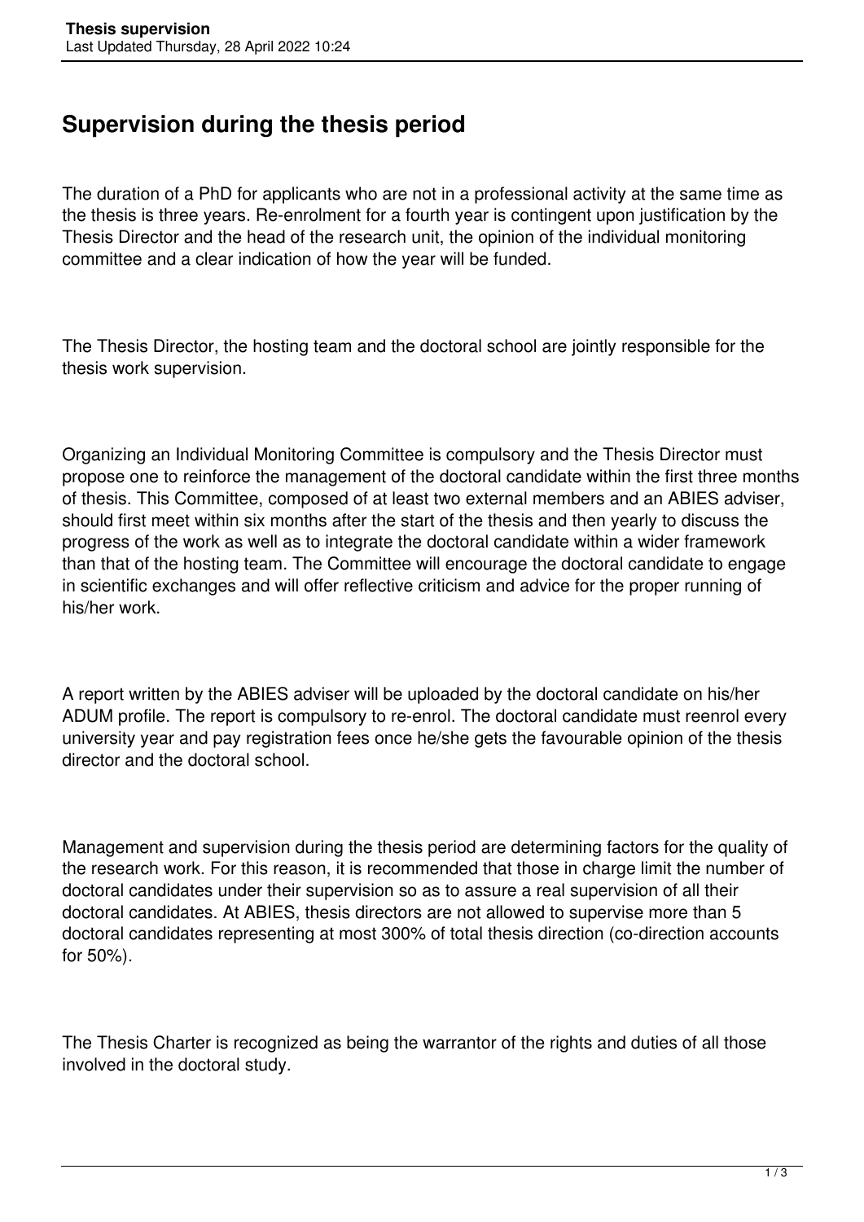# Supervision during the thesis period

The duration of a PhD for applicants who are not in a professional activity at the same time as the thesis is three years. Re-enrolment for a fourth year is contingent upon justification by the Thesis Director and the head of the research unit, the opinion of the individual monitoring committee and a clear indication of how the year will be funded.

The Thesis Director, the hosting team and the doctoral school are jointly responsible for the thesis work supervision.

Organizing an Individual Monitoring Committee is compulsory and the Thesis Director must propose one to reinforce the management of the doctoral candidate within the first three months of thesis. This Committee, composed of at least two external members and an ABIES adviser, should first meet within six months after the start of the thesis and then yearly to discuss the progress of the work as well as to integrate the doctoral candidate within a wider framework than that of the hosting team. The Committee will encourage the doctoral candidate to engage in scientific exchanges and will offer reflective criticism and advice for the proper running of his/her work.

A report written by the ABIES adviser will be uploaded by the doctoral candidate on his/her ADUM profile. The report is compulsory to re-enrol. The doctoral candidate must reenrol every university year and pay registration fees once he/she gets the favourable opinion of the thesis director and the doctoral school.

Management and supervision during the thesis period are determining factors for the quality of the research work. For this reason, it is recommended that those in charge limit the number of doctoral candidates under their supervision so as to assure a real supervision of all their doctoral candidates. At ABIES, thesis directors are not allowed to supervise more than 5 doctoral candidates representing at most 300% of total thesis direction (co-direction accounts for 50%).

The Thesis Charter is recognized as being the warrantor of the rights and duties of all those involved in the doctoral study.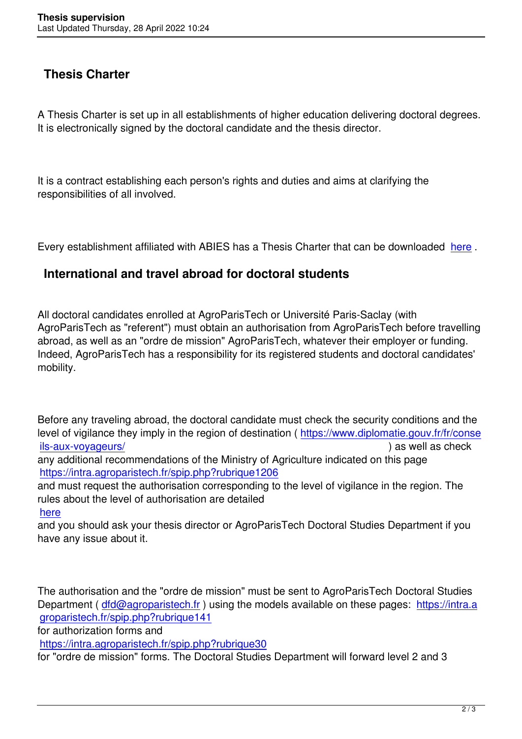## Thesis Charter

A Thesis Charter is set up in all establishments of higher education delivering doctoral degrees. It is electronically signed by the doctoral candidate and the thesis director.

It is a contract establishing each person's rights and duties and aims at clarifying the responsibilities of all involved.

Every establishment affiliated with ABIES has a Thesis Charter that can be downloaded [here](#) .

## International and travel abroad for doctoral students

All doctoral candidates enrolled at AgroParisTech or Université Paris-Saclay (with AgroParisTech as "referent") must obtain an authorisation from AgroParisTech before travelling abroad, as well as an "ordre de mission" AgroParisTech, whatever their employer or funding. Indeed, AgroParisTech has a responsibility for its registered students and doctoral candidates' mobility.

Before any traveling abroad, the doctoral candidate must check the security conditions and the level of vigilance they imply in the region of destination ( https://www.diplomatie.gouv.fr/fr/conseils-aux-voyageurs/ ) as well as check any additional recommendations of the Ministry of Agriculture indicated on this page https://intra.agroparistech.fr/spip.php?rubrique1206 and must request the authorisation corresponding to the level of vigilance in the region. The rules about the level of authorisation are detailed [here](#) and you should ask your thesis director or AgroParisTech Doctoral Studies Department if you have any issue about it.

The authorisation and the "ordre de mission" must be sent to AgroParisTech Doctoral Studies Department ( dfd@agroparistech.fr ) using the models available on these pages: https://intra.agroparistech.fr/spip.php?rubrique141 for authorization forms and https://intra.agroparistech.fr/spip.php?rubrique30 for "ordre de mission" forms. The Doctoral Studies Department will forward level 2 and 3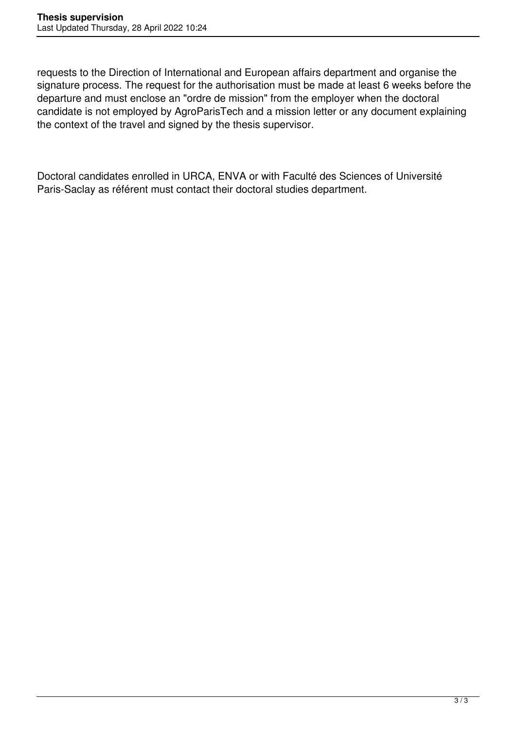requests to the Direction of International and European affairs department and organise the signature process. The request for the authorisation must be made at least 6 weeks before the departure and must enclose an "ordre de mission" from the employer when the doctoral candidate is not employed by AgroParisTech and a mission letter or any document explaining the context of the travel and signed by the thesis supervisor.

Doctoral candidates enrolled in URCA, ENVA or with Faculté des Sciences of Université Paris-Saclay as référent must contact their doctoral studies department.